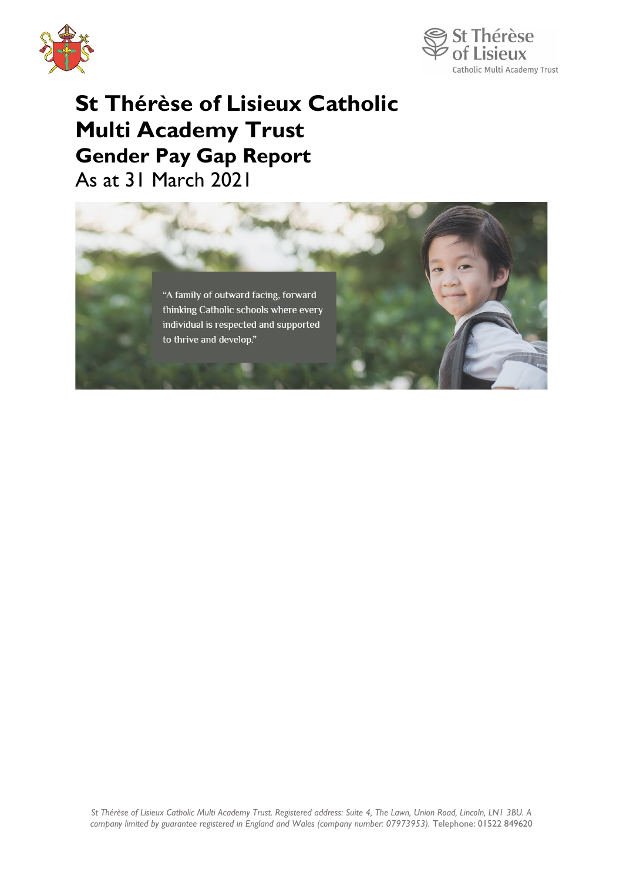# St Thérèse of Lisieux Catholic Multi Academy Trust

## Gender Pay Gap Report

As at 31 March 2021

"A family of outward facing, forward thinking Catholic schools where every individual is respected and supported to thrive and develop."

*St Thérèse of Lisieux Catholic Multi Academy Trust. Registered address: Suite 4, The Lawn, Union Road, Lincoln, LN1 3BU. A company limited by guarantee registered in England and Wales (company number: 07973953).* Telephone: 01522 849620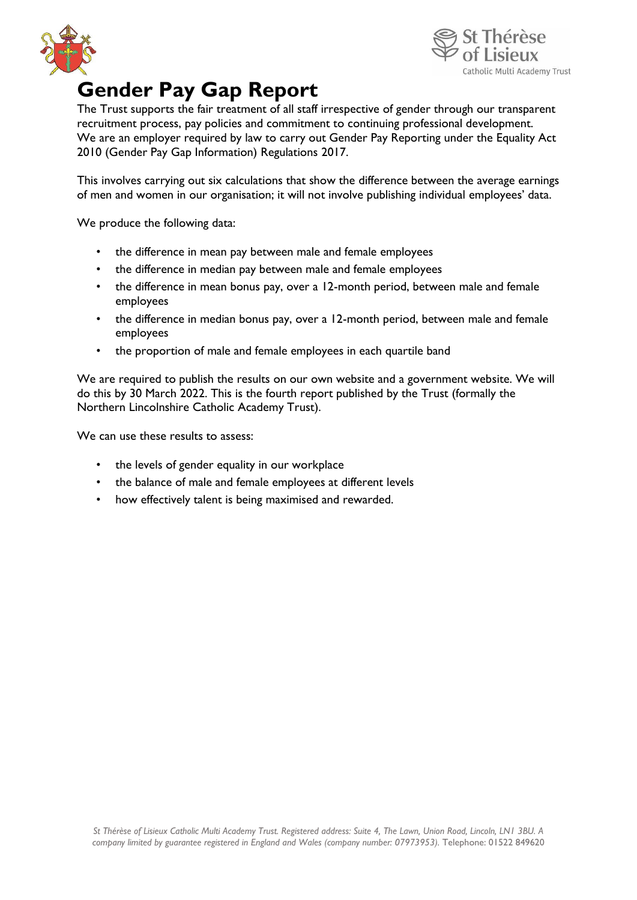# Gender Pay Gap Report

The Trust supports the fair treatment of all staff irrespective of gender through our transparent recruitment process, pay policies and commitment to continuing professional development. We are an employer required by law to carry out Gender Pay Reporting under the Equality Act 2010 (Gender Pay Gap Information) Regulations 2017.

This involves carrying out six calculations that show the difference between the average earnings of men and women in our organisation; it will not involve publishing individual employees' data.

We produce the following data:

- the difference in mean pay between male and female employees
- the difference in median pay between male and female employees
- the difference in mean bonus pay, over a 12-month period, between male and female employees
- the difference in median bonus pay, over a 12-month period, between male and female employees
- the proportion of male and female employees in each quartile band

We are required to publish the results on our own website and a government website. We will do this by 30 March 2022. This is the fourth report published by the Trust (formally the Northern Lincolnshire Catholic Academy Trust).

We can use these results to assess:

- the levels of gender equality in our workplace
- the balance of male and female employees at different levels
- how effectively talent is being maximised and rewarded.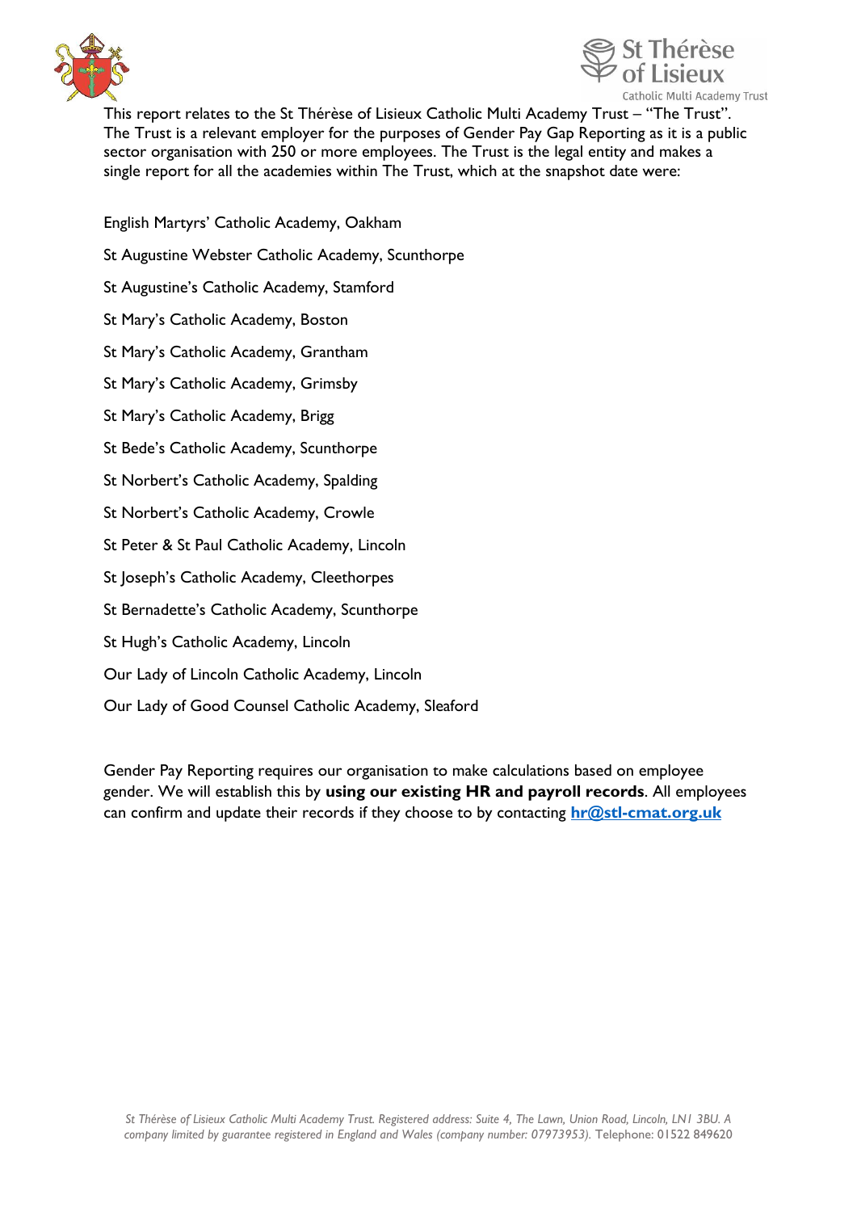This report relates to the St Thérèse of Lisieux Catholic Multi Academy Trust – "The Trust". The Trust is a relevant employer for the purposes of Gender Pay Gap Reporting as it is a public sector organisation with 250 or more employees. The Trust is the legal entity and makes a single report for all the academies within The Trust, which at the snapshot date were:

English Martyrs' Catholic Academy, Oakham

St Augustine Webster Catholic Academy, Scunthorpe

St Augustine's Catholic Academy, Stamford

St Mary's Catholic Academy, Boston

St Mary's Catholic Academy, Grantham

St Mary's Catholic Academy, Grimsby

St Mary's Catholic Academy, Brigg

St Bede's Catholic Academy, Scunthorpe

St Norbert's Catholic Academy, Spalding

St Norbert's Catholic Academy, Crowle

St Peter & St Paul Catholic Academy, Lincoln

St Joseph's Catholic Academy, Cleethorpes

St Bernadette's Catholic Academy, Scunthorpe

St Hugh's Catholic Academy, Lincoln

Our Lady of Lincoln Catholic Academy, Lincoln

Our Lady of Good Counsel Catholic Academy, Sleaford

Gender Pay Reporting requires our organisation to make calculations based on employee gender. We will establish this by **using our existing HR and payroll records**. All employees can confirm and update their records if they choose to by contacting **hr@stl-cmat.org.uk**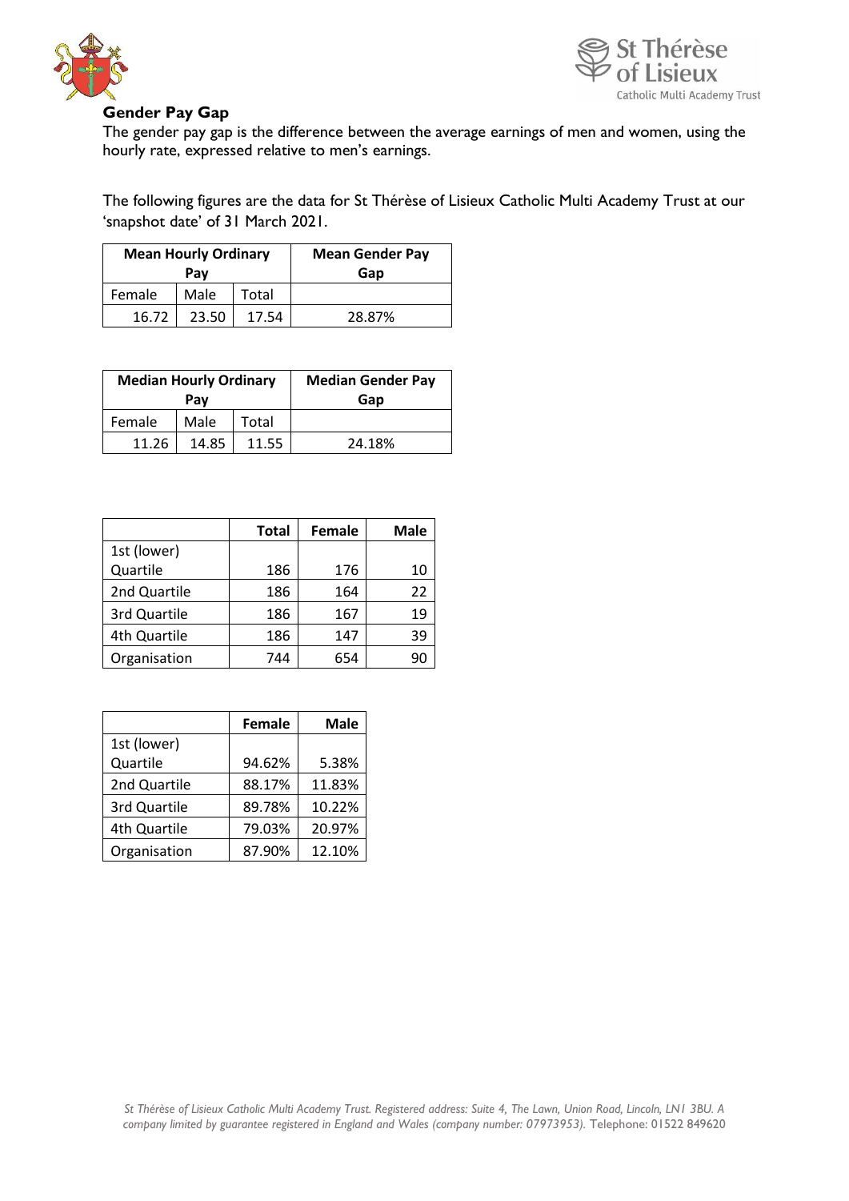## Gender Pay Gap

The gender pay gap is the difference between the average earnings of men and women, using the hourly rate, expressed relative to men's earnings.

The following figures are the data for St Thérèse of Lisieux Catholic Multi Academy Trust at our 'snapshot date' of 31 March 2021.

| Mean Hourly Ordinary Pay | | | Mean Gender Pay Gap |
|---|---|---|---|
| Female | Male | Total | |
| 16.72 | 23.50 | 17.54 | 28.87% |

| Median Hourly Ordinary Pay | | | Median Gender Pay Gap |
|---|---|---|---|
| Female | Male | Total | |
| 11.26 | 14.85 | 11.55 | 24.18% |

| | Total | Female | Male |
|---|---|---|---|
| 1st (lower) Quartile | 186 | 176 | 10 |
| 2nd Quartile | 186 | 164 | 22 |
| 3rd Quartile | 186 | 167 | 19 |
| 4th Quartile | 186 | 147 | 39 |
| Organisation | 744 | 654 | 90 |

| | Female | Male |
|---|---|---|
| 1st (lower) Quartile | 94.62% | 5.38% |
| 2nd Quartile | 88.17% | 11.83% |
| 3rd Quartile | 89.78% | 10.22% |
| 4th Quartile | 79.03% | 20.97% |
| Organisation | 87.90% | 12.10% |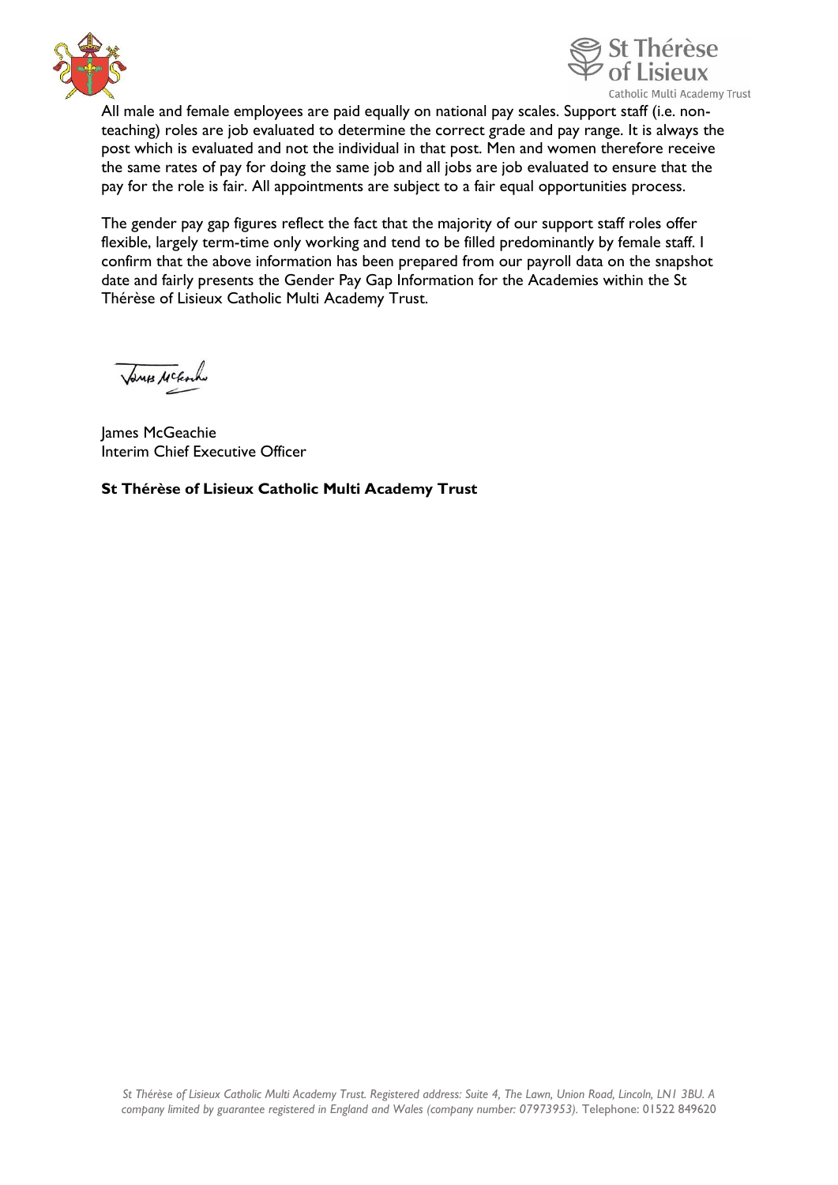All male and female employees are paid equally on national pay scales. Support staff (i.e. non-teaching) roles are job evaluated to determine the correct grade and pay range. It is always the post which is evaluated and not the individual in that post. Men and women therefore receive the same rates of pay for doing the same job and all jobs are job evaluated to ensure that the pay for the role is fair. All appointments are subject to a fair equal opportunities process.

The gender pay gap figures reflect the fact that the majority of our support staff roles offer flexible, largely term-time only working and tend to be filled predominantly by female staff. I confirm that the above information has been prepared from our payroll data on the snapshot date and fairly presents the Gender Pay Gap Information for the Academies within the St Thérèse of Lisieux Catholic Multi Academy Trust.

James McGeachie
Interim Chief Executive Officer

**St Thérèse of Lisieux Catholic Multi Academy Trust**

*St Thérèse of Lisieux Catholic Multi Academy Trust. Registered address: Suite 4, The Lawn, Union Road, Lincoln, LN1 3BU. A company limited by guarantee registered in England and Wales (company number: 07973953).* Telephone: 01522 849620